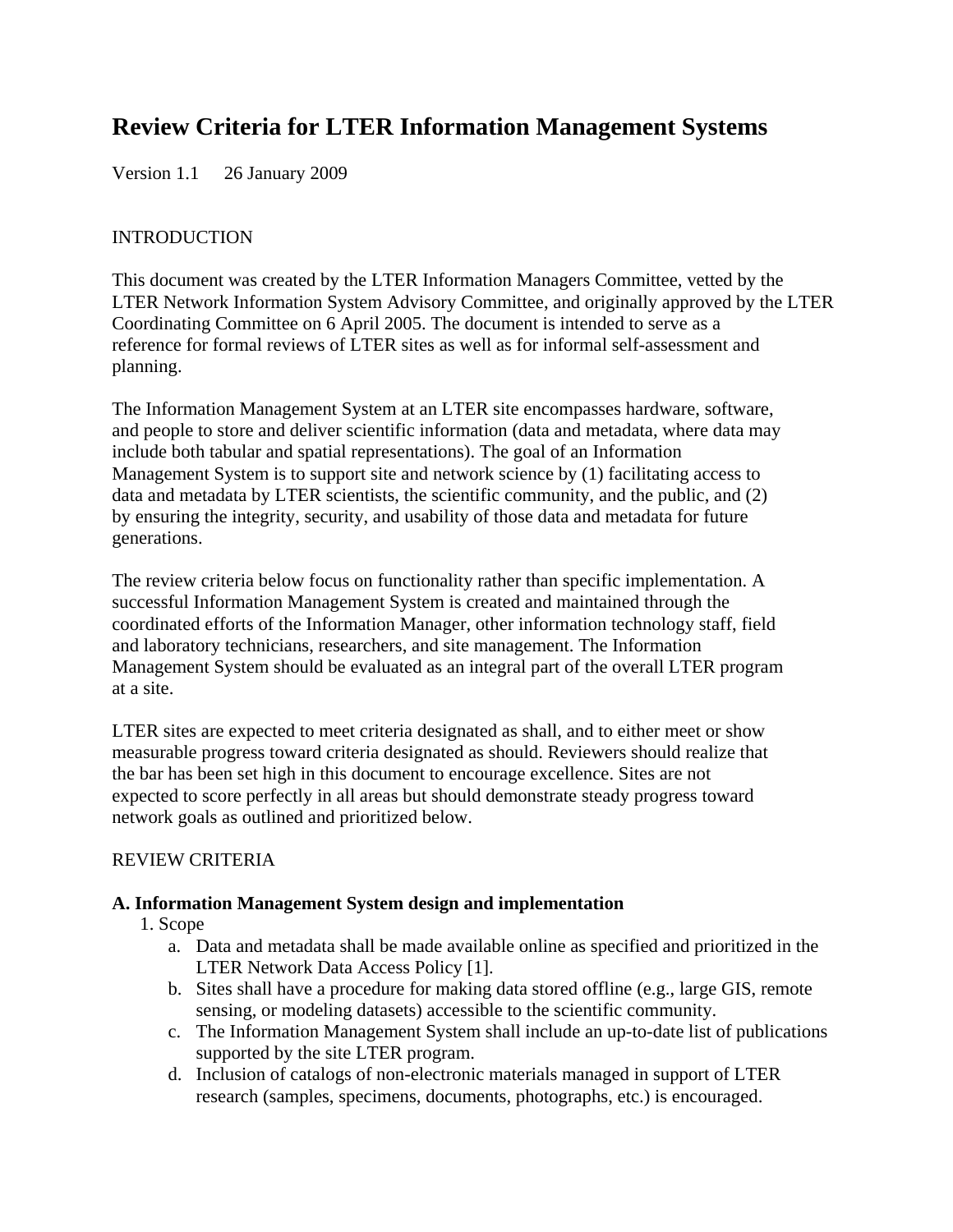# Review Criteria for LTER Information Management Systems

Version 1.1 26 January 2009

INTRODUCTION

This document was created by the LTER Information Managers Committee, vetted by the LTER Network Information System Advisory Committee, and originally approved by the LTER Coordinating Committee on 6 April 2005. The document is intended to serve as a reference for formal reviews of LTER sites as well as for informal self-assessment and planning.

The Information Management System at an LTER site encompasses hardware, software, and people to store and deliver scientific information (data and metadata, where data may include both tabular and spatial representations). The goal of an Information Management System is to support site and network science by (1) facilitating access to data and metadata by LTER scientists, the scientific community, and the public, and (2) by ensuring the integrity, security, and usability of those data and metadata for future generations.

The review criteria below focus on functionality rather than specific implementation. A successful Information Management System is created and maintained through the coordinated efforts of the Information Manager, other information technology staff, field and laboratory technicians, researchers, and site management. The Information Management System should be evaluated as an integral part of the overall LTER program at a site.

LTER sites are expected to meet criteria designated as shall, and to either meet or show measurable progress toward criteria designated as should. Reviewers should realize that the bar has been set high in this document to encourage excellence. Sites are not expected to score perfectly in all areas but should demonstrate steady progress toward network goals as outlined and prioritized below.

REVIEW CRITERIA

**A. Information Management System design and implementation**

1. Scope
   a. Data and metadata shall be made available online as specified and prioritized in the LTER Network Data Access Policy [1].
   b. Sites shall have a procedure for making data stored offline (e.g., large GIS, remote sensing, or modeling datasets) accessible to the scientific community.
   c. The Information Management System shall include an up-to-date list of publications supported by the site LTER program.
   d. Inclusion of catalogs of non-electronic materials managed in support of LTER research (samples, specimens, documents, photographs, etc.) is encouraged.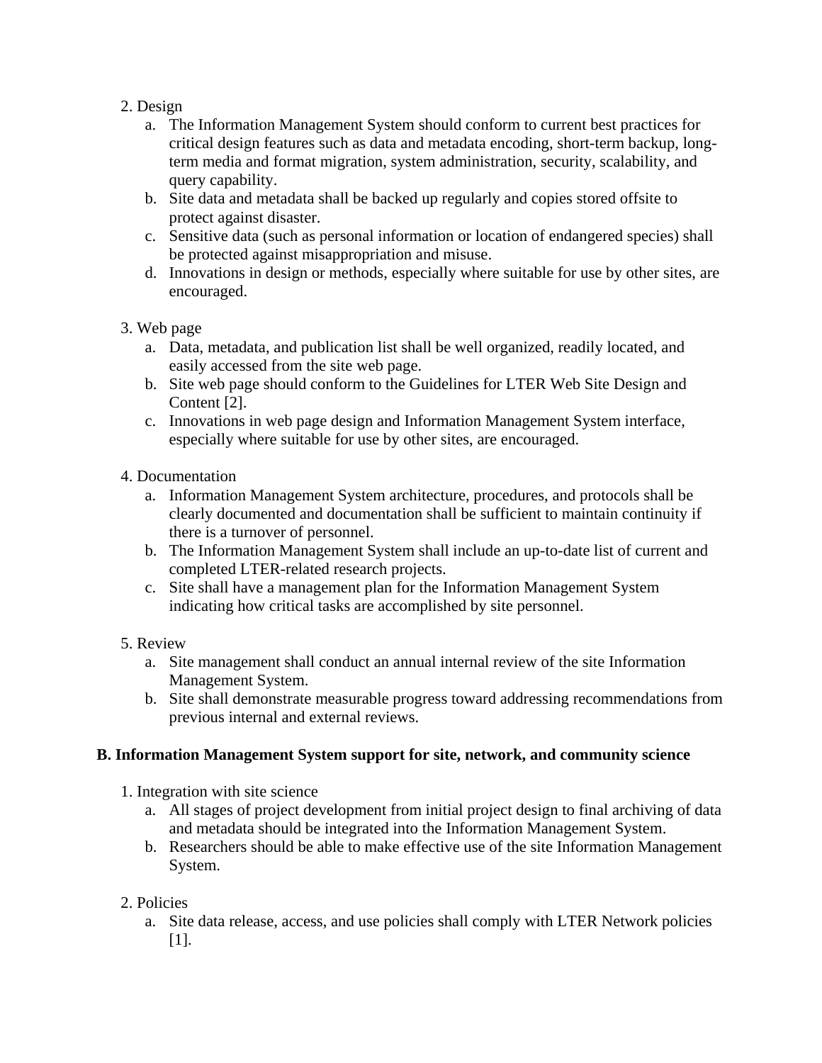2. Design
    a. The Information Management System should conform to current best practices for critical design features such as data and metadata encoding, short-term backup, long-term media and format migration, system administration, security, scalability, and query capability.
    b. Site data and metadata shall be backed up regularly and copies stored offsite to protect against disaster.
    c. Sensitive data (such as personal information or location of endangered species) shall be protected against misappropriation and misuse.
    d. Innovations in design or methods, especially where suitable for use by other sites, are encouraged.

3. Web page
    a. Data, metadata, and publication list shall be well organized, readily located, and easily accessed from the site web page.
    b. Site web page should conform to the Guidelines for LTER Web Site Design and Content [2].
    c. Innovations in web page design and Information Management System interface, especially where suitable for use by other sites, are encouraged.

4. Documentation
    a. Information Management System architecture, procedures, and protocols shall be clearly documented and documentation shall be sufficient to maintain continuity if there is a turnover of personnel.
    b. The Information Management System shall include an up-to-date list of current and completed LTER-related research projects.
    c. Site shall have a management plan for the Information Management System indicating how critical tasks are accomplished by site personnel.

5. Review
    a. Site management shall conduct an annual internal review of the site Information Management System.
    b. Site shall demonstrate measurable progress toward addressing recommendations from previous internal and external reviews.

**B. Information Management System support for site, network, and community science**

1. Integration with site science
    a. All stages of project development from initial project design to final archiving of data and metadata should be integrated into the Information Management System.
    b. Researchers should be able to make effective use of the site Information Management System.

2. Policies
    a. Site data release, access, and use policies shall comply with LTER Network policies [1].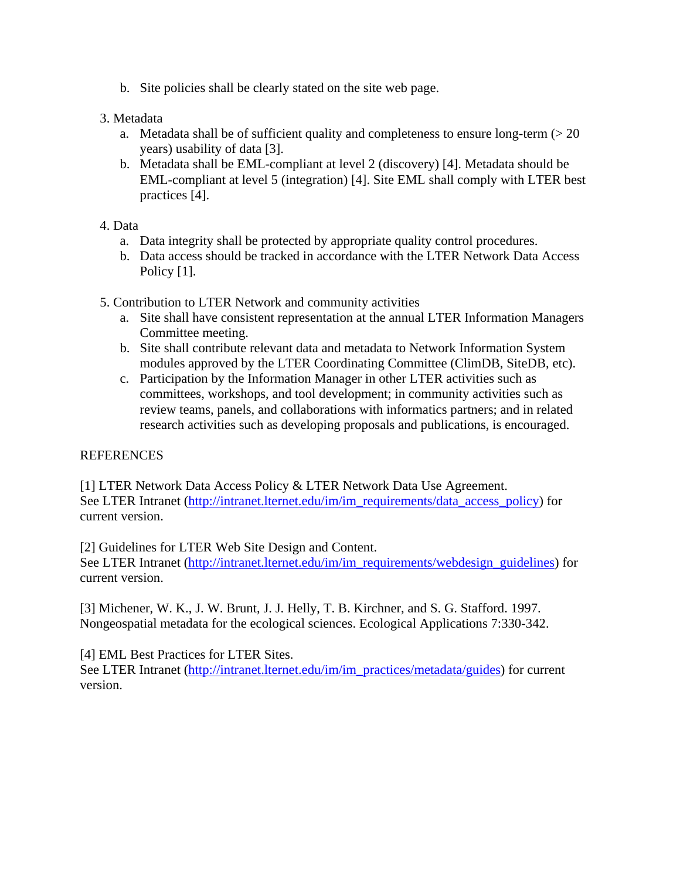b. Site policies shall be clearly stated on the site web page.

3. Metadata
   a. Metadata shall be of sufficient quality and completeness to ensure long-term (> 20 years) usability of data [3].
   b. Metadata shall be EML-compliant at level 2 (discovery) [4]. Metadata should be EML-compliant at level 5 (integration) [4]. Site EML shall comply with LTER best practices [4].

4. Data
   a. Data integrity shall be protected by appropriate quality control procedures.
   b. Data access should be tracked in accordance with the LTER Network Data Access Policy [1].

5. Contribution to LTER Network and community activities
   a. Site shall have consistent representation at the annual LTER Information Managers Committee meeting.
   b. Site shall contribute relevant data and metadata to Network Information System modules approved by the LTER Coordinating Committee (ClimDB, SiteDB, etc).
   c. Participation by the Information Manager in other LTER activities such as committees, workshops, and tool development; in community activities such as review teams, panels, and collaborations with informatics partners; and in related research activities such as developing proposals and publications, is encouraged.

REFERENCES

[1] LTER Network Data Access Policy & LTER Network Data Use Agreement.
See LTER Intranet (http://intranet.lternet.edu/im/im_requirements/data_access_policy) for current version.

[2] Guidelines for LTER Web Site Design and Content.
See LTER Intranet (http://intranet.lternet.edu/im/im_requirements/webdesign_guidelines) for current version.

[3] Michener, W. K., J. W. Brunt, J. J. Helly, T. B. Kirchner, and S. G. Stafford. 1997. Nongeospatial metadata for the ecological sciences. Ecological Applications 7:330-342.

[4] EML Best Practices for LTER Sites.
See LTER Intranet (http://intranet.lternet.edu/im/im_practices/metadata/guides) for current version.